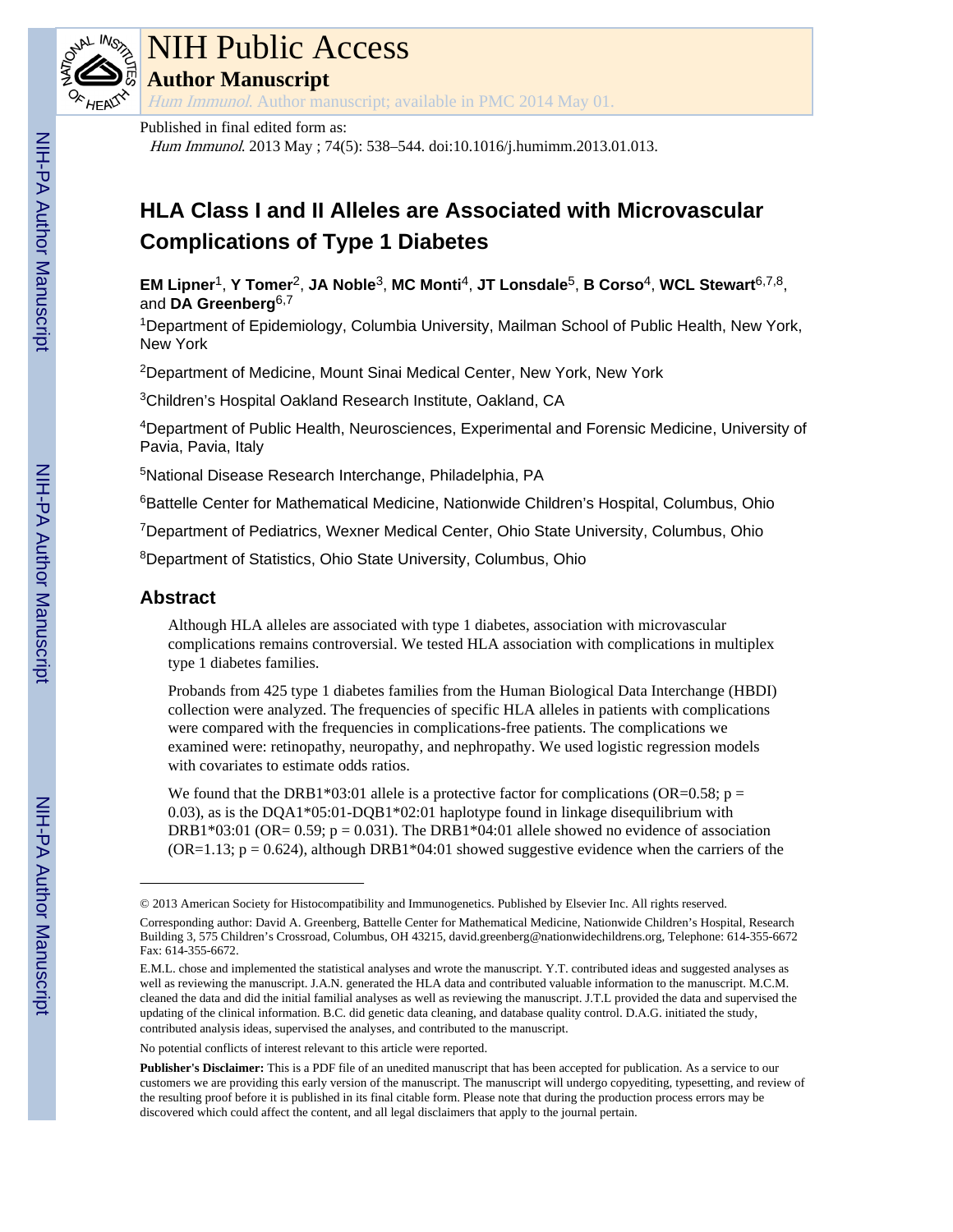Published in final edited form as:

*Hum Immunol*. 2013 May ; 74(5): 538–544. doi:10.1016/j.humimm.2013.01.013.

# HLA Class I and II Alleles are Associated with Microvascular Complications of Type 1 Diabetes

**EM Lipner**[1], **Y Tomer**[2], **JA Noble**[3], **MC Monti**[4], **JT Lonsdale**[5], **B Corso**[4], **WCL Stewart**[6,7,8], and **DA Greenberg**[6,7]

[1]Department of Epidemiology, Columbia University, Mailman School of Public Health, New York, New York

[2]Department of Medicine, Mount Sinai Medical Center, New York, New York

[3]Children's Hospital Oakland Research Institute, Oakland, CA

[4]Department of Public Health, Neurosciences, Experimental and Forensic Medicine, University of Pavia, Pavia, Italy

[5]National Disease Research Interchange, Philadelphia, PA

[6]Battelle Center for Mathematical Medicine, Nationwide Children's Hospital, Columbus, Ohio

[7]Department of Pediatrics, Wexner Medical Center, Ohio State University, Columbus, Ohio

[8]Department of Statistics, Ohio State University, Columbus, Ohio

## Abstract

Although HLA alleles are associated with type 1 diabetes, association with microvascular complications remains controversial. We tested HLA association with complications in multiplex type 1 diabetes families.

Probands from 425 type 1 diabetes families from the Human Biological Data Interchange (HBDI) collection were analyzed. The frequencies of specific HLA alleles in patients with complications were compared with the frequencies in complications-free patients. The complications we examined were: retinopathy, neuropathy, and nephropathy. We used logistic regression models with covariates to estimate odds ratios.

We found that the DRB1*03:01 allele is a protective factor for complications (OR=0.58; p = 0.03), as is the DQA1*05:01-DQB1*02:01 haplotype found in linkage disequilibrium with DRB1*03:01 (OR= 0.59; p = 0.031). The DRB1*04:01 allele showed no evidence of association (OR=1.13; p = 0.624), although DRB1*04:01 showed suggestive evidence when the carriers of the

---

© 2013 American Society for Histocompatibility and Immunogenetics. Published by Elsevier Inc. All rights reserved.

Corresponding author: David A. Greenberg, Battelle Center for Mathematical Medicine, Nationwide Children's Hospital, Research Building 3, 575 Children's Crossroad, Columbus, OH 43215, david.greenberg@nationwidechildrens.org, Telephone: 614-355-6672 Fax: 614-355-6672.

E.M.L. chose and implemented the statistical analyses and wrote the manuscript. Y.T. contributed ideas and suggested analyses as well as reviewing the manuscript. J.A.N. generated the HLA data and contributed valuable information to the manuscript. M.C.M. cleaned the data and did the initial familial analyses as well as reviewing the manuscript. J.T.L provided the data and supervised the updating of the clinical information. B.C. did genetic data cleaning, and database quality control. D.A.G. initiated the study, contributed analysis ideas, supervised the analyses, and contributed to the manuscript.

No potential conflicts of interest relevant to this article were reported.

**Publisher's Disclaimer:** This is a PDF file of an unedited manuscript that has been accepted for publication. As a service to our customers we are providing this early version of the manuscript. The manuscript will undergo copyediting, typesetting, and review of the resulting proof before it is published in its final citable form. Please note that during the production process errors may be discovered which could affect the content, and all legal disclaimers that apply to the journal pertain.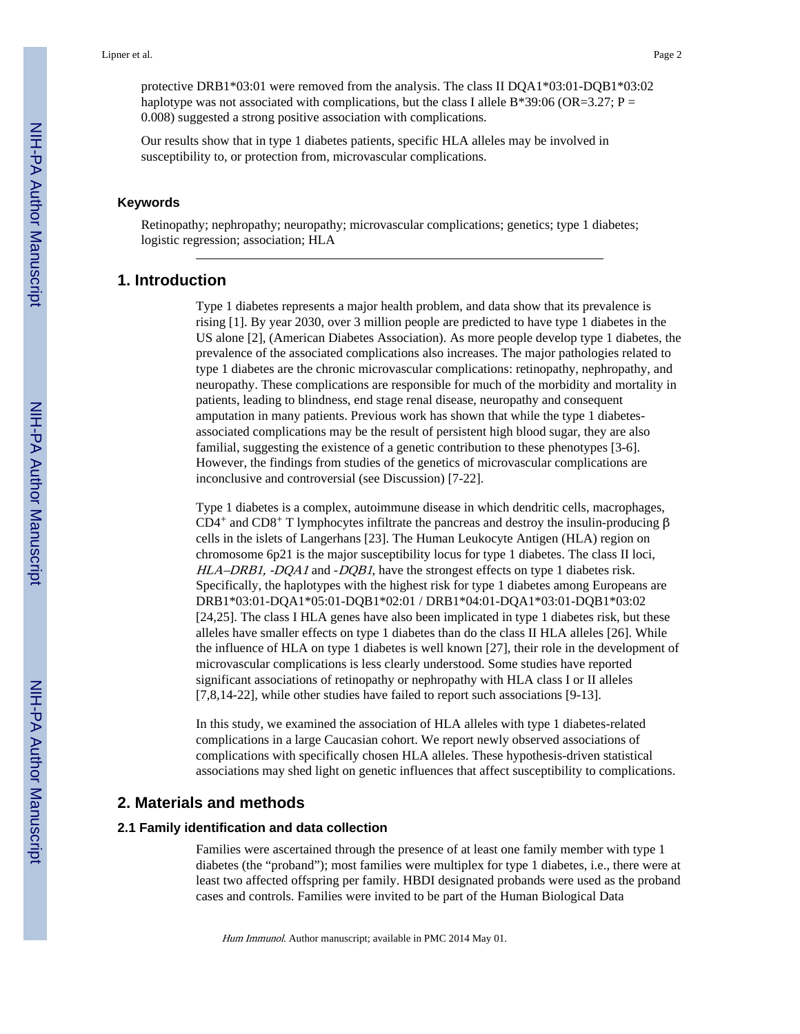protective DRB1*03:01 were removed from the analysis. The class II DQA1*03:01-DQB1*03:02 haplotype was not associated with complications, but the class I allele B*39:06 (OR=3.27; P = 0.008) suggested a strong positive association with complications.

Our results show that in type 1 diabetes patients, specific HLA alleles may be involved in susceptibility to, or protection from, microvascular complications.

### Keywords

Retinopathy; nephropathy; neuropathy; microvascular complications; genetics; type 1 diabetes; logistic regression; association; HLA

## 1. Introduction

Type 1 diabetes represents a major health problem, and data show that its prevalence is rising [1]. By year 2030, over 3 million people are predicted to have type 1 diabetes in the US alone [2], (American Diabetes Association). As more people develop type 1 diabetes, the prevalence of the associated complications also increases. The major pathologies related to type 1 diabetes are the chronic microvascular complications: retinopathy, nephropathy, and neuropathy. These complications are responsible for much of the morbidity and mortality in patients, leading to blindness, end stage renal disease, neuropathy and consequent amputation in many patients. Previous work has shown that while the type 1 diabetes-associated complications may be the result of persistent high blood sugar, they are also familial, suggesting the existence of a genetic contribution to these phenotypes [3-6]. However, the findings from studies of the genetics of microvascular complications are inconclusive and controversial (see Discussion) [7-22].

Type 1 diabetes is a complex, autoimmune disease in which dendritic cells, macrophages, $CD4^{+}$ and $CD8^{+}$ T lymphocytes infiltrate the pancreas and destroy the insulin-producing β cells in the islets of Langerhans [23]. The Human Leukocyte Antigen (HLA) region on chromosome 6p21 is the major susceptibility locus for type 1 diabetes. The class II loci, *HLA–DRB1, -DQA1* and *-DQB1*, have the strongest effects on type 1 diabetes risk. Specifically, the haplotypes with the highest risk for type 1 diabetes among Europeans are DRB1*03:01-DQA1*05:01-DQB1*02:01 / DRB1*04:01-DQA1*03:01-DQB1*03:02 [24,25]. The class I HLA genes have also been implicated in type 1 diabetes risk, but these alleles have smaller effects on type 1 diabetes than do the class II HLA alleles [26]. While the influence of HLA on type 1 diabetes is well known [27], their role in the development of microvascular complications is less clearly understood. Some studies have reported significant associations of retinopathy or nephropathy with HLA class I or II alleles [7,8,14-22], while other studies have failed to report such associations [9-13].

In this study, we examined the association of HLA alleles with type 1 diabetes-related complications in a large Caucasian cohort. We report newly observed associations of complications with specifically chosen HLA alleles. These hypothesis-driven statistical associations may shed light on genetic influences that affect susceptibility to complications.

## 2. Materials and methods

### 2.1 Family identification and data collection

Families were ascertained through the presence of at least one family member with type 1 diabetes (the "proband"); most families were multiplex for type 1 diabetes, i.e., there were at least two affected offspring per family. HBDI designated probands were used as the proband cases and controls. Families were invited to be part of the Human Biological Data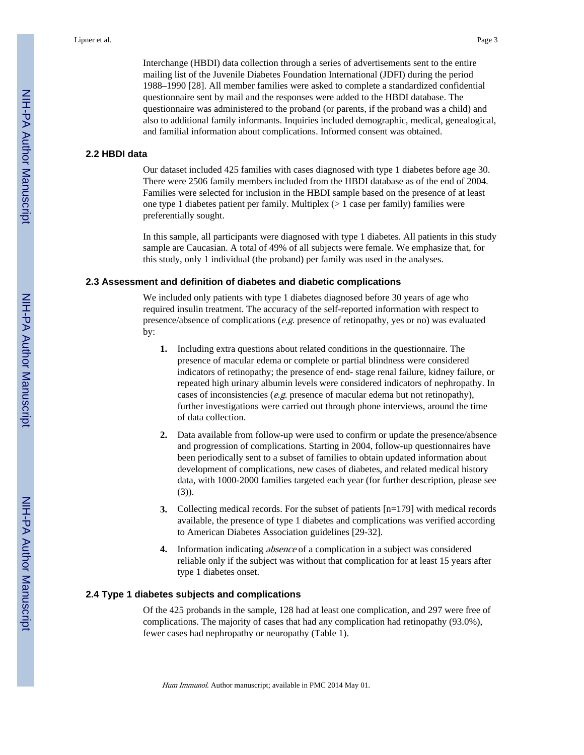Interchange (HBDI) data collection through a series of advertisements sent to the entire mailing list of the Juvenile Diabetes Foundation International (JDFI) during the period 1988–1990 [28]. All member families were asked to complete a standardized confidential questionnaire sent by mail and the responses were added to the HBDI database. The questionnaire was administered to the proband (or parents, if the proband was a child) and also to additional family informants. Inquiries included demographic, medical, genealogical, and familial information about complications. Informed consent was obtained.

### 2.2 HBDI data

Our dataset included 425 families with cases diagnosed with type 1 diabetes before age 30. There were 2506 family members included from the HBDI database as of the end of 2004. Families were selected for inclusion in the HBDI sample based on the presence of at least one type 1 diabetes patient per family. Multiplex (> 1 case per family) families were preferentially sought.

In this sample, all participants were diagnosed with type 1 diabetes. All patients in this study sample are Caucasian. A total of 49% of all subjects were female. We emphasize that, for this study, only 1 individual (the proband) per family was used in the analyses.

### 2.3 Assessment and definition of diabetes and diabetic complications

We included only patients with type 1 diabetes diagnosed before 30 years of age who required insulin treatment. The accuracy of the self-reported information with respect to presence/absence of complications (*e.g.* presence of retinopathy, yes or no) was evaluated by:

1. Including extra questions about related conditions in the questionnaire. The presence of macular edema or complete or partial blindness were considered indicators of retinopathy; the presence of end- stage renal failure, kidney failure, or repeated high urinary albumin levels were considered indicators of nephropathy. In cases of inconsistencies (*e.g.* presence of macular edema but not retinopathy), further investigations were carried out through phone interviews, around the time of data collection.

2. Data available from follow-up were used to confirm or update the presence/absence and progression of complications. Starting in 2004, follow-up questionnaires have been periodically sent to a subset of families to obtain updated information about development of complications, new cases of diabetes, and related medical history data, with 1000-2000 families targeted each year (for further description, please see (3)).

3. Collecting medical records. For the subset of patients [n=179] with medical records available, the presence of type 1 diabetes and complications was verified according to American Diabetes Association guidelines [29-32].

4. Information indicating *absence* of a complication in a subject was considered reliable only if the subject was without that complication for at least 15 years after type 1 diabetes onset.

### 2.4 Type 1 diabetes subjects and complications

Of the 425 probands in the sample, 128 had at least one complication, and 297 were free of complications. The majority of cases that had any complication had retinopathy (93.0%), fewer cases had nephropathy or neuropathy (Table 1).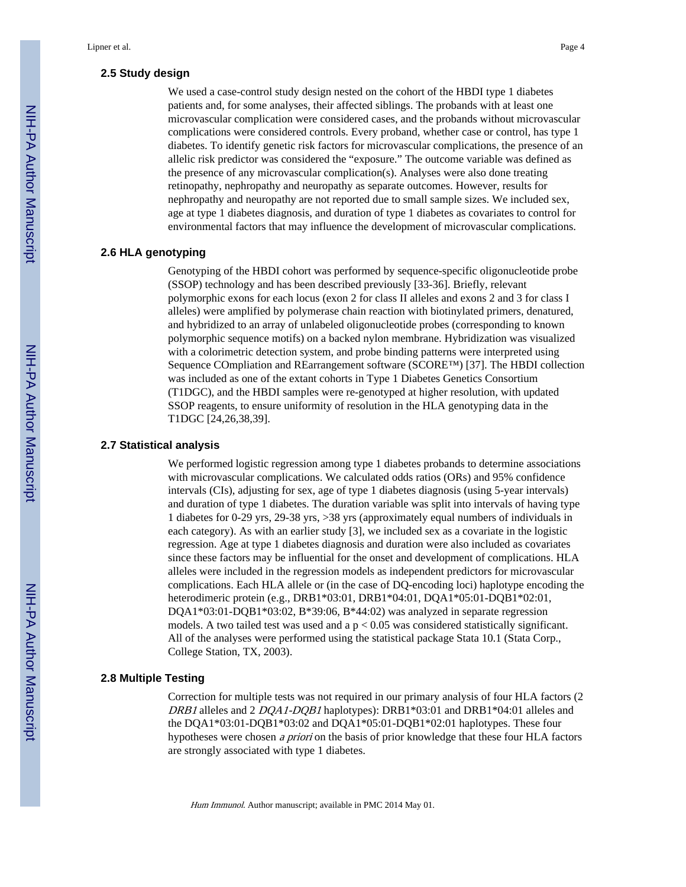### 2.5 Study design

We used a case-control study design nested on the cohort of the HBDI type 1 diabetes patients and, for some analyses, their affected siblings. The probands with at least one microvascular complication were considered cases, and the probands without microvascular complications were considered controls. Every proband, whether case or control, has type 1 diabetes. To identify genetic risk factors for microvascular complications, the presence of an allelic risk predictor was considered the "exposure." The outcome variable was defined as the presence of any microvascular complication(s). Analyses were also done treating retinopathy, nephropathy and neuropathy as separate outcomes. However, results for nephropathy and neuropathy are not reported due to small sample sizes. We included sex, age at type 1 diabetes diagnosis, and duration of type 1 diabetes as covariates to control for environmental factors that may influence the development of microvascular complications.

### 2.6 HLA genotyping

Genotyping of the HBDI cohort was performed by sequence-specific oligonucleotide probe (SSOP) technology and has been described previously [33-36]. Briefly, relevant polymorphic exons for each locus (exon 2 for class II alleles and exons 2 and 3 for class I alleles) were amplified by polymerase chain reaction with biotinylated primers, denatured, and hybridized to an array of unlabeled oligonucleotide probes (corresponding to known polymorphic sequence motifs) on a backed nylon membrane. Hybridization was visualized with a colorimetric detection system, and probe binding patterns were interpreted using Sequence COmpliation and REarrangement software (SCORE™) [37]. The HBDI collection was included as one of the extant cohorts in Type 1 Diabetes Genetics Consortium (T1DGC), and the HBDI samples were re-genotyped at higher resolution, with updated SSOP reagents, to ensure uniformity of resolution in the HLA genotyping data in the T1DGC [24,26,38,39].

### 2.7 Statistical analysis

We performed logistic regression among type 1 diabetes probands to determine associations with microvascular complications. We calculated odds ratios (ORs) and 95% confidence intervals (CIs), adjusting for sex, age of type 1 diabetes diagnosis (using 5-year intervals) and duration of type 1 diabetes. The duration variable was split into intervals of having type 1 diabetes for 0-29 yrs, 29-38 yrs, >38 yrs (approximately equal numbers of individuals in each category). As with an earlier study [3], we included sex as a covariate in the logistic regression. Age at type 1 diabetes diagnosis and duration were also included as covariates since these factors may be influential for the onset and development of complications. HLA alleles were included in the regression models as independent predictors for microvascular complications. Each HLA allele or (in the case of DQ-encoding loci) haplotype encoding the heterodimeric protein (e.g., DRB1*03:01, DRB1*04:01, DQA1*05:01-DQB1*02:01, DQA1*03:01-DQB1*03:02, B*39:06, B*44:02) was analyzed in separate regression models. A two tailed test was used and a $p < 0.05$ was considered statistically significant. All of the analyses were performed using the statistical package Stata 10.1 (Stata Corp., College Station, TX, 2003).

### 2.8 Multiple Testing

Correction for multiple tests was not required in our primary analysis of four HLA factors (2 *DRB1* alleles and 2 *DQA1-DQB1* haplotypes): DRB1*03:01 and DRB1*04:01 alleles and the DQA1*03:01-DQB1*03:02 and DQA1*05:01-DQB1*02:01 haplotypes. These four hypotheses were chosen *a priori* on the basis of prior knowledge that these four HLA factors are strongly associated with type 1 diabetes.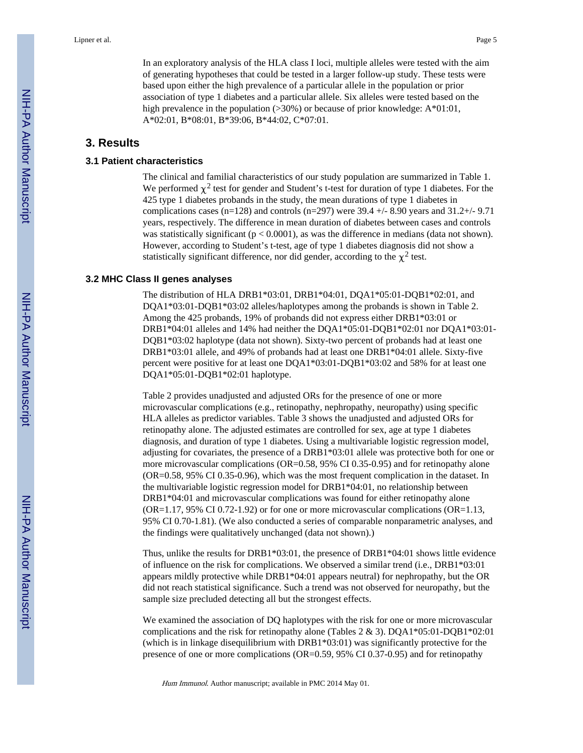In an exploratory analysis of the HLA class I loci, multiple alleles were tested with the aim of generating hypotheses that could be tested in a larger follow-up study. These tests were based upon either the high prevalence of a particular allele in the population or prior association of type 1 diabetes and a particular allele. Six alleles were tested based on the high prevalence in the population (>30%) or because of prior knowledge: A*01:01, A*02:01, B*08:01, B*39:06, B*44:02, C*07:01.

## 3. Results

### 3.1 Patient characteristics

The clinical and familial characteristics of our study population are summarized in Table 1. We performed $\chi^2$ test for gender and Student's t-test for duration of type 1 diabetes. For the 425 type 1 diabetes probands in the study, the mean durations of type 1 diabetes in complications cases (n=128) and controls (n=297) were 39.4 +/- 8.90 years and 31.2+/- 9.71 years, respectively. The difference in mean duration of diabetes between cases and controls was statistically significant ($p < 0.0001$), as was the difference in medians (data not shown). However, according to Student's t-test, age of type 1 diabetes diagnosis did not show a statistically significant difference, nor did gender, according to the $\chi^2$ test.

### 3.2 MHC Class II genes analyses

The distribution of HLA DRB1*03:01, DRB1*04:01, DQA1*05:01-DQB1*02:01, and DQA1*03:01-DQB1*03:02 alleles/haplotypes among the probands is shown in Table 2. Among the 425 probands, 19% of probands did not express either DRB1*03:01 or DRB1*04:01 alleles and 14% had neither the DQA1*05:01-DQB1*02:01 nor DQA1*03:01-DQB1*03:02 haplotype (data not shown). Sixty-two percent of probands had at least one DRB1*03:01 allele, and 49% of probands had at least one DRB1*04:01 allele. Sixty-five percent were positive for at least one DQA1*03:01-DQB1*03:02 and 58% for at least one DQA1*05:01-DQB1*02:01 haplotype.

Table 2 provides unadjusted and adjusted ORs for the presence of one or more microvascular complications (e.g., retinopathy, nephropathy, neuropathy) using specific HLA alleles as predictor variables. Table 3 shows the unadjusted and adjusted ORs for retinopathy alone. The adjusted estimates are controlled for sex, age at type 1 diabetes diagnosis, and duration of type 1 diabetes. Using a multivariable logistic regression model, adjusting for covariates, the presence of a DRB1*03:01 allele was protective both for one or more microvascular complications (OR=0.58, 95% CI 0.35-0.95) and for retinopathy alone (OR=0.58, 95% CI 0.35-0.96), which was the most frequent complication in the dataset. In the multivariable logistic regression model for DRB1*04:01, no relationship between DRB1*04:01 and microvascular complications was found for either retinopathy alone (OR=1.17, 95% CI 0.72-1.92) or for one or more microvascular complications (OR=1.13, 95% CI 0.70-1.81). (We also conducted a series of comparable nonparametric analyses, and the findings were qualitatively unchanged (data not shown).)

Thus, unlike the results for DRB1*03:01, the presence of DRB1*04:01 shows little evidence of influence on the risk for complications. We observed a similar trend (i.e., DRB1*03:01 appears mildly protective while DRB1*04:01 appears neutral) for nephropathy, but the OR did not reach statistical significance. Such a trend was not observed for neuropathy, but the sample size precluded detecting all but the strongest effects.

We examined the association of DQ haplotypes with the risk for one or more microvascular complications and the risk for retinopathy alone (Tables 2 & 3). DQA1*05:01-DQB1*02:01 (which is in linkage disequilibrium with DRB1*03:01) was significantly protective for the presence of one or more complications (OR=0.59, 95% CI 0.37-0.95) and for retinopathy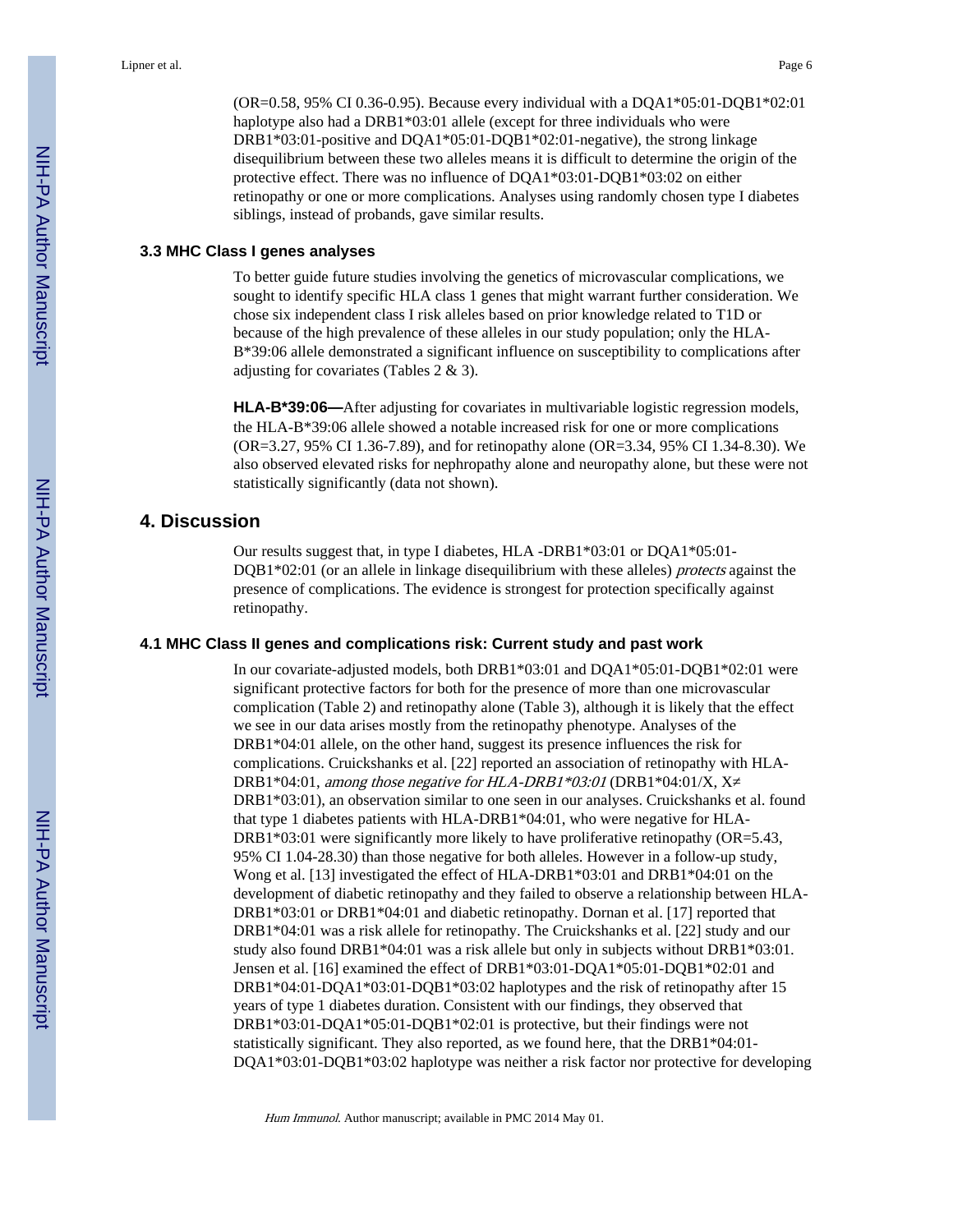(OR=0.58, 95% CI 0.36-0.95). Because every individual with a DQA1*05:01-DQB1*02:01 haplotype also had a DRB1*03:01 allele (except for three individuals who were DRB1*03:01-positive and DQA1*05:01-DQB1*02:01-negative), the strong linkage disequilibrium between these two alleles means it is difficult to determine the origin of the protective effect. There was no influence of DQA1*03:01-DQB1*03:02 on either retinopathy or one or more complications. Analyses using randomly chosen type I diabetes siblings, instead of probands, gave similar results.

### 3.3 MHC Class I genes analyses

To better guide future studies involving the genetics of microvascular complications, we sought to identify specific HLA class 1 genes that might warrant further consideration. We chose six independent class I risk alleles based on prior knowledge related to T1D or because of the high prevalence of these alleles in our study population; only the HLA-B*39:06 allele demonstrated a significant influence on susceptibility to complications after adjusting for covariates (Tables 2 & 3).

**HLA-B*39:06—**After adjusting for covariates in multivariable logistic regression models, the HLA-B*39:06 allele showed a notable increased risk for one or more complications (OR=3.27, 95% CI 1.36-7.89), and for retinopathy alone (OR=3.34, 95% CI 1.34-8.30). We also observed elevated risks for nephropathy alone and neuropathy alone, but these were not statistically significantly (data not shown).

## 4. Discussion

Our results suggest that, in type I diabetes, HLA -DRB1*03:01 or DQA1*05:01-DQB1*02:01 (or an allele in linkage disequilibrium with these alleles) *protects* against the presence of complications. The evidence is strongest for protection specifically against retinopathy.

### 4.1 MHC Class II genes and complications risk: Current study and past work

In our covariate-adjusted models, both DRB1*03:01 and DQA1*05:01-DQB1*02:01 were significant protective factors for both for the presence of more than one microvascular complication (Table 2) and retinopathy alone (Table 3), although it is likely that the effect we see in our data arises mostly from the retinopathy phenotype. Analyses of the DRB1*04:01 allele, on the other hand, suggest its presence influences the risk for complications. Cruickshanks et al. [22] reported an association of retinopathy with HLA-DRB1*04:01, *among those negative for HLA-DRB1*03:01* (DRB1*04:01/X, X≠ DRB1*03:01), an observation similar to one seen in our analyses. Cruickshanks et al. found that type 1 diabetes patients with HLA-DRB1*04:01, who were negative for HLA-DRB1*03:01 were significantly more likely to have proliferative retinopathy (OR=5.43, 95% CI 1.04-28.30) than those negative for both alleles. However in a follow-up study, Wong et al. [13] investigated the effect of HLA-DRB1*03:01 and DRB1*04:01 on the development of diabetic retinopathy and they failed to observe a relationship between HLA-DRB1*03:01 or DRB1*04:01 and diabetic retinopathy. Dornan et al. [17] reported that DRB1*04:01 was a risk allele for retinopathy. The Cruickshanks et al. [22] study and our study also found DRB1*04:01 was a risk allele but only in subjects without DRB1*03:01. Jensen et al. [16] examined the effect of DRB1*03:01-DQA1*05:01-DQB1*02:01 and DRB1*04:01-DQA1*03:01-DQB1*03:02 haplotypes and the risk of retinopathy after 15 years of type 1 diabetes duration. Consistent with our findings, they observed that DRB1*03:01-DQA1*05:01-DQB1*02:01 is protective, but their findings were not statistically significant. They also reported, as we found here, that the DRB1*04:01-DQA1*03:01-DQB1*03:02 haplotype was neither a risk factor nor protective for developing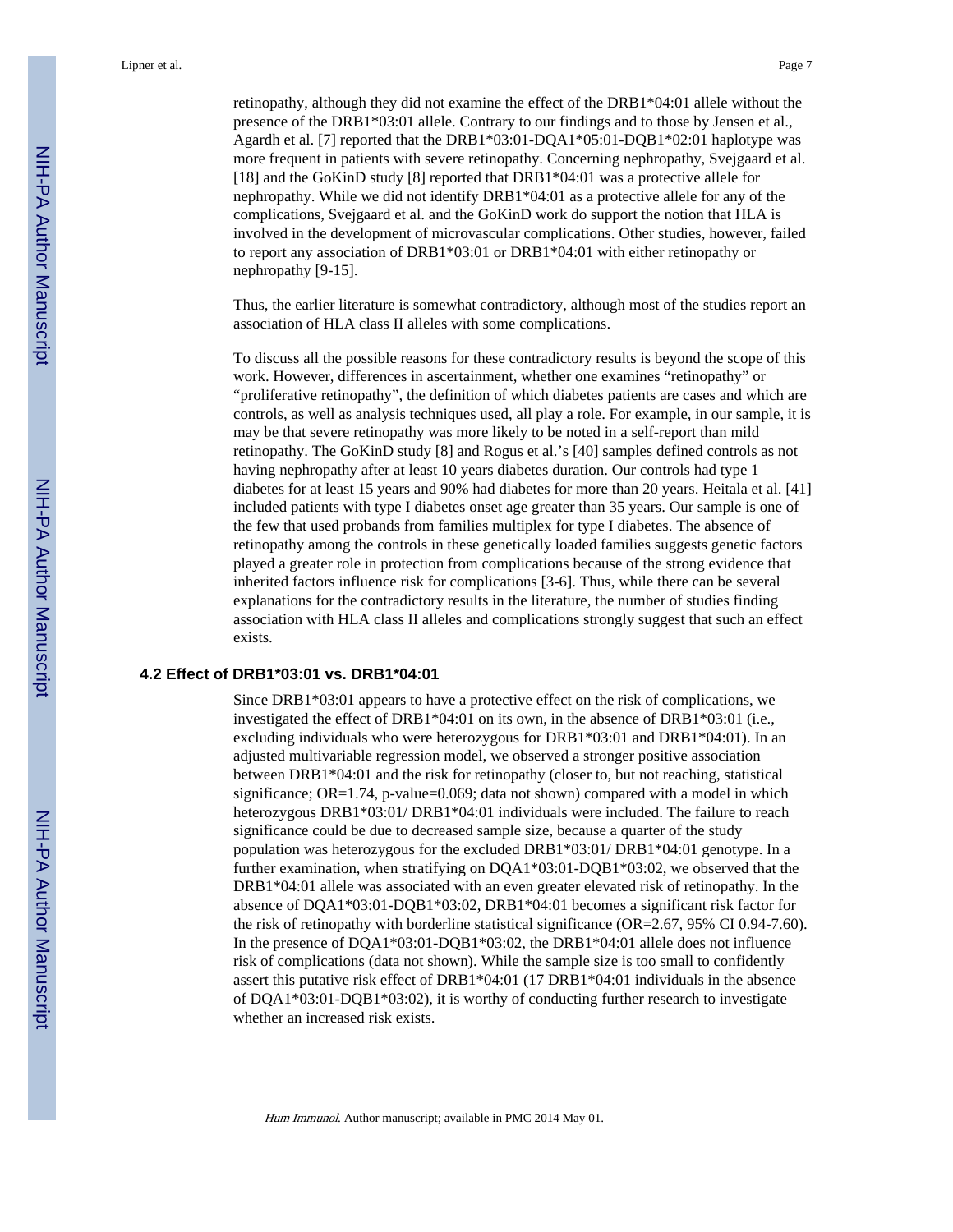retinopathy, although they did not examine the effect of the DRB1*04:01 allele without the presence of the DRB1*03:01 allele. Contrary to our findings and to those by Jensen et al., Agardh et al. [7] reported that the DRB1*03:01-DQA1*05:01-DQB1*02:01 haplotype was more frequent in patients with severe retinopathy. Concerning nephropathy, Svejgaard et al. [18] and the GoKinD study [8] reported that DRB1*04:01 was a protective allele for nephropathy. While we did not identify DRB1*04:01 as a protective allele for any of the complications, Svejgaard et al. and the GoKinD work do support the notion that HLA is involved in the development of microvascular complications. Other studies, however, failed to report any association of DRB1*03:01 or DRB1*04:01 with either retinopathy or nephropathy [9-15].

Thus, the earlier literature is somewhat contradictory, although most of the studies report an association of HLA class II alleles with some complications.

To discuss all the possible reasons for these contradictory results is beyond the scope of this work. However, differences in ascertainment, whether one examines “retinopathy” or “proliferative retinopathy”, the definition of which diabetes patients are cases and which are controls, as well as analysis techniques used, all play a role. For example, in our sample, it is may be that severe retinopathy was more likely to be noted in a self-report than mild retinopathy. The GoKinD study [8] and Rogus et al.’s [40] samples defined controls as not having nephropathy after at least 10 years diabetes duration. Our controls had type 1 diabetes for at least 15 years and 90% had diabetes for more than 20 years. Heitala et al. [41] included patients with type I diabetes onset age greater than 35 years. Our sample is one of the few that used probands from families multiplex for type I diabetes. The absence of retinopathy among the controls in these genetically loaded families suggests genetic factors played a greater role in protection from complications because of the strong evidence that inherited factors influence risk for complications [3-6]. Thus, while there can be several explanations for the contradictory results in the literature, the number of studies finding association with HLA class II alleles and complications strongly suggest that such an effect exists.

### 4.2 Effect of DRB1*03:01 vs. DRB1*04:01

Since DRB1*03:01 appears to have a protective effect on the risk of complications, we investigated the effect of DRB1*04:01 on its own, in the absence of DRB1*03:01 (i.e., excluding individuals who were heterozygous for DRB1*03:01 and DRB1*04:01). In an adjusted multivariable regression model, we observed a stronger positive association between DRB1*04:01 and the risk for retinopathy (closer to, but not reaching, statistical significance; OR=1.74, p-value=0.069; data not shown) compared with a model in which heterozygous DRB1*03:01/ DRB1*04:01 individuals were included. The failure to reach significance could be due to decreased sample size, because a quarter of the study population was heterozygous for the excluded DRB1*03:01/ DRB1*04:01 genotype. In a further examination, when stratifying on DQA1*03:01-DQB1*03:02, we observed that the DRB1*04:01 allele was associated with an even greater elevated risk of retinopathy. In the absence of DQA1*03:01-DQB1*03:02, DRB1*04:01 becomes a significant risk factor for the risk of retinopathy with borderline statistical significance (OR=2.67, 95% CI 0.94-7.60). In the presence of DQA1*03:01-DQB1*03:02, the DRB1*04:01 allele does not influence risk of complications (data not shown). While the sample size is too small to confidently assert this putative risk effect of DRB1*04:01 (17 DRB1*04:01 individuals in the absence of DQA1*03:01-DQB1*03:02), it is worthy of conducting further research to investigate whether an increased risk exists.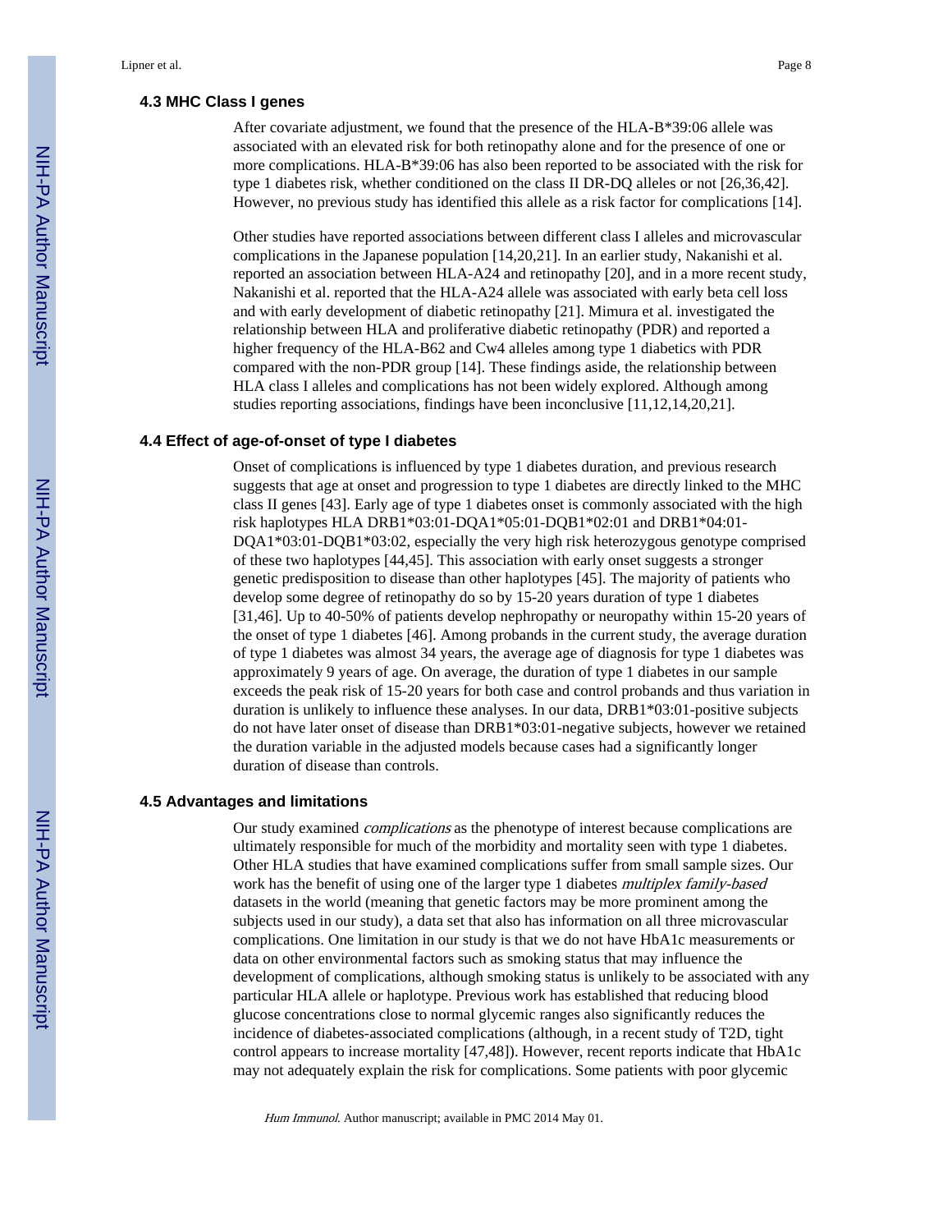### 4.3 MHC Class I genes

After covariate adjustment, we found that the presence of the HLA-B*39:06 allele was associated with an elevated risk for both retinopathy alone and for the presence of one or more complications. HLA-B*39:06 has also been reported to be associated with the risk for type 1 diabetes risk, whether conditioned on the class II DR-DQ alleles or not [26,36,42]. However, no previous study has identified this allele as a risk factor for complications [14].

Other studies have reported associations between different class I alleles and microvascular complications in the Japanese population [14,20,21]. In an earlier study, Nakanishi et al. reported an association between HLA-A24 and retinopathy [20], and in a more recent study, Nakanishi et al. reported that the HLA-A24 allele was associated with early beta cell loss and with early development of diabetic retinopathy [21]. Mimura et al. investigated the relationship between HLA and proliferative diabetic retinopathy (PDR) and reported a higher frequency of the HLA-B62 and Cw4 alleles among type 1 diabetics with PDR compared with the non-PDR group [14]. These findings aside, the relationship between HLA class I alleles and complications has not been widely explored. Although among studies reporting associations, findings have been inconclusive [11,12,14,20,21].

### 4.4 Effect of age-of-onset of type I diabetes

Onset of complications is influenced by type 1 diabetes duration, and previous research suggests that age at onset and progression to type 1 diabetes are directly linked to the MHC class II genes [43]. Early age of type 1 diabetes onset is commonly associated with the high risk haplotypes HLA DRB1*03:01-DQA1*05:01-DQB1*02:01 and DRB1*04:01-DQA1*03:01-DQB1*03:02, especially the very high risk heterozygous genotype comprised of these two haplotypes [44,45]. This association with early onset suggests a stronger genetic predisposition to disease than other haplotypes [45]. The majority of patients who develop some degree of retinopathy do so by 15-20 years duration of type 1 diabetes [31,46]. Up to 40-50% of patients develop nephropathy or neuropathy within 15-20 years of the onset of type 1 diabetes [46]. Among probands in the current study, the average duration of type 1 diabetes was almost 34 years, the average age of diagnosis for type 1 diabetes was approximately 9 years of age. On average, the duration of type 1 diabetes in our sample exceeds the peak risk of 15-20 years for both case and control probands and thus variation in duration is unlikely to influence these analyses. In our data, DRB1*03:01-positive subjects do not have later onset of disease than DRB1*03:01-negative subjects, however we retained the duration variable in the adjusted models because cases had a significantly longer duration of disease than controls.

### 4.5 Advantages and limitations

Our study examined *complications* as the phenotype of interest because complications are ultimately responsible for much of the morbidity and mortality seen with type 1 diabetes. Other HLA studies that have examined complications suffer from small sample sizes. Our work has the benefit of using one of the larger type 1 diabetes *multiplex family-based* datasets in the world (meaning that genetic factors may be more prominent among the subjects used in our study), a data set that also has information on all three microvascular complications. One limitation in our study is that we do not have HbA1c measurements or data on other environmental factors such as smoking status that may influence the development of complications, although smoking status is unlikely to be associated with any particular HLA allele or haplotype. Previous work has established that reducing blood glucose concentrations close to normal glycemic ranges also significantly reduces the incidence of diabetes-associated complications (although, in a recent study of T2D, tight control appears to increase mortality [47,48]). However, recent reports indicate that HbA1c may not adequately explain the risk for complications. Some patients with poor glycemic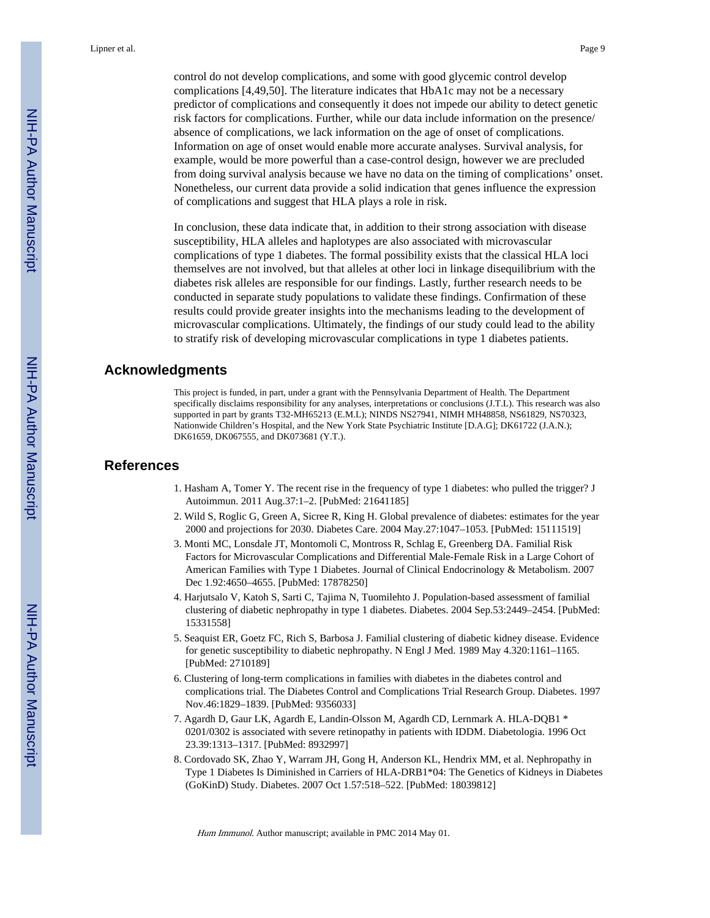control do not develop complications, and some with good glycemic control develop complications [4,49,50]. The literature indicates that HbA1c may not be a necessary predictor of complications and consequently it does not impede our ability to detect genetic risk factors for complications. Further, while our data include information on the presence/absence of complications, we lack information on the age of onset of complications. Information on age of onset would enable more accurate analyses. Survival analysis, for example, would be more powerful than a case-control design, however we are precluded from doing survival analysis because we have no data on the timing of complications' onset. Nonetheless, our current data provide a solid indication that genes influence the expression of complications and suggest that HLA plays a role in risk.

In conclusion, these data indicate that, in addition to their strong association with disease susceptibility, HLA alleles and haplotypes are also associated with microvascular complications of type 1 diabetes. The formal possibility exists that the classical HLA loci themselves are not involved, but that alleles at other loci in linkage disequilibrium with the diabetes risk alleles are responsible for our findings. Lastly, further research needs to be conducted in separate study populations to validate these findings. Confirmation of these results could provide greater insights into the mechanisms leading to the development of microvascular complications. Ultimately, the findings of our study could lead to the ability to stratify risk of developing microvascular complications in type 1 diabetes patients.

## Acknowledgments

This project is funded, in part, under a grant with the Pennsylvania Department of Health. The Department specifically disclaims responsibility for any analyses, interpretations or conclusions (J.T.L). This research was also supported in part by grants T32-MH65213 (E.M.L); NINDS NS27941, NIMH MH48858, NS61829, NS70323, Nationwide Children's Hospital, and the New York State Psychiatric Institute [D.A.G]; DK61722 (J.A.N.); DK61659, DK067555, and DK073681 (Y.T.).

## References

1. Hasham A, Tomer Y. The recent rise in the frequency of type 1 diabetes: who pulled the trigger? J Autoimmun. 2011 Aug.37:1–2. [PubMed: 21641185]
2. Wild S, Roglic G, Green A, Sicree R, King H. Global prevalence of diabetes: estimates for the year 2000 and projections for 2030. Diabetes Care. 2004 May.27:1047–1053. [PubMed: 15111519]
3. Monti MC, Lonsdale JT, Montomoli C, Montross R, Schlag E, Greenberg DA. Familial Risk Factors for Microvascular Complications and Differential Male-Female Risk in a Large Cohort of American Families with Type 1 Diabetes. Journal of Clinical Endocrinology & Metabolism. 2007 Dec 1.92:4650–4655. [PubMed: 17878250]
4. Harjutsalo V, Katoh S, Sarti C, Tajima N, Tuomilehto J. Population-based assessment of familial clustering of diabetic nephropathy in type 1 diabetes. Diabetes. 2004 Sep.53:2449–2454. [PubMed: 15331558]
5. Seaquist ER, Goetz FC, Rich S, Barbosa J. Familial clustering of diabetic kidney disease. Evidence for genetic susceptibility to diabetic nephropathy. N Engl J Med. 1989 May 4.320:1161–1165. [PubMed: 2710189]
6. Clustering of long-term complications in families with diabetes in the diabetes control and complications trial. The Diabetes Control and Complications Trial Research Group. Diabetes. 1997 Nov.46:1829–1839. [PubMed: 9356033]
7. Agardh D, Gaur LK, Agardh E, Landin-Olsson M, Agardh CD, Lernmark A. HLA-DQB1 * 0201/0302 is associated with severe retinopathy in patients with IDDM. Diabetologia. 1996 Oct 23.39:1313–1317. [PubMed: 8932997]
8. Cordovado SK, Zhao Y, Warram JH, Gong H, Anderson KL, Hendrix MM, et al. Nephropathy in Type 1 Diabetes Is Diminished in Carriers of HLA-DRB1*04: The Genetics of Kidneys in Diabetes (GoKinD) Study. Diabetes. 2007 Oct 1.57:518–522. [PubMed: 18039812]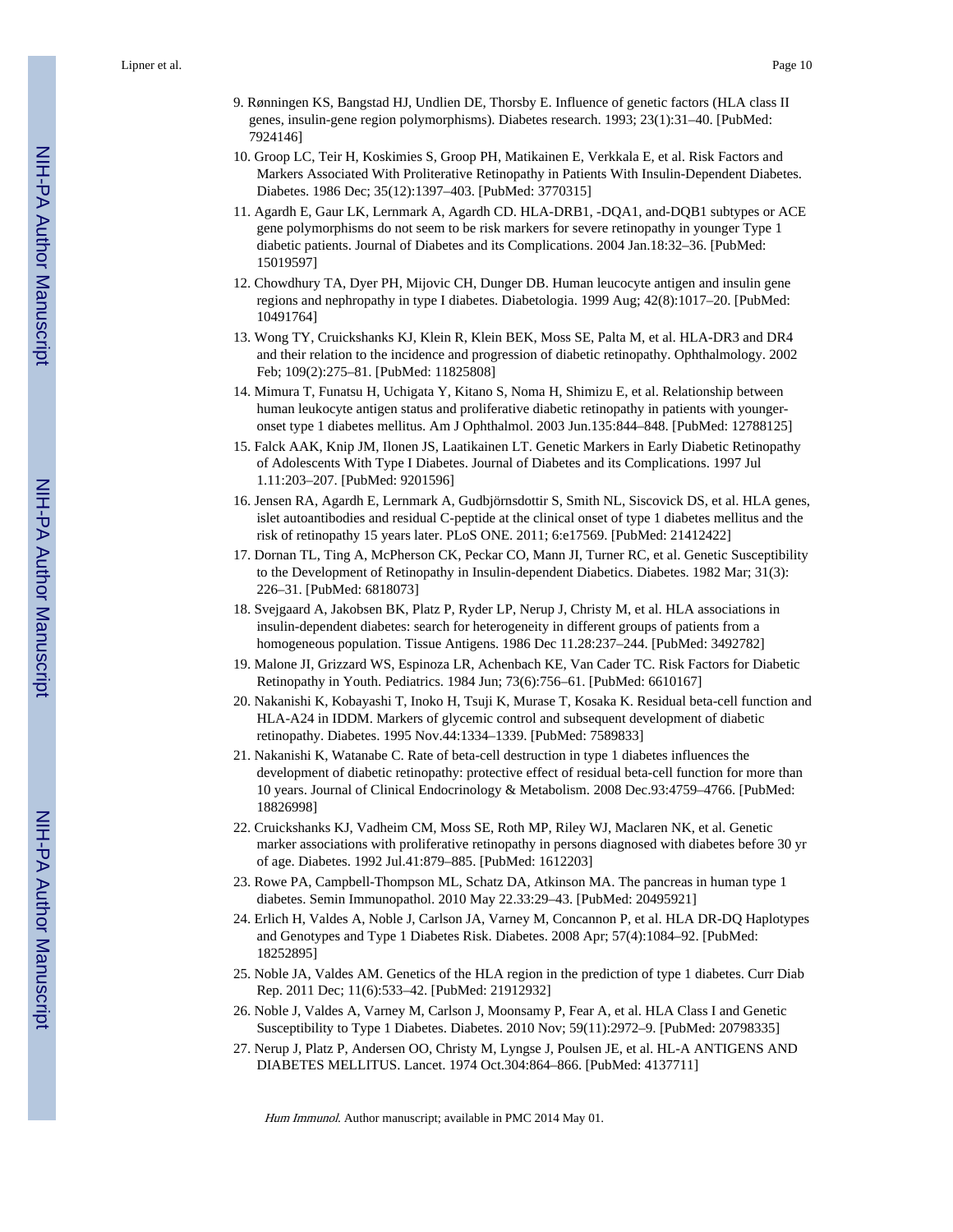9. Rønningen KS, Bangstad HJ, Undlien DE, Thorsby E. Influence of genetic factors (HLA class II genes, insulin-gene region polymorphisms). Diabetes research. 1993; 23(1):31–40. [PubMed: 7924146]
10. Groop LC, Teir H, Koskimies S, Groop PH, Matikainen E, Verkkala E, et al. Risk Factors and Markers Associated With Proliterative Retinopathy in Patients With Insulin-Dependent Diabetes. Diabetes. 1986 Dec; 35(12):1397–403. [PubMed: 3770315]
11. Agardh E, Gaur LK, Lernmark A, Agardh CD. HLA-DRB1, -DQA1, and-DQB1 subtypes or ACE gene polymorphisms do not seem to be risk markers for severe retinopathy in younger Type 1 diabetic patients. Journal of Diabetes and its Complications. 2004 Jan.18:32–36. [PubMed: 15019597]
12. Chowdhury TA, Dyer PH, Mijovic CH, Dunger DB. Human leucocyte antigen and insulin gene regions and nephropathy in type I diabetes. Diabetologia. 1999 Aug; 42(8):1017–20. [PubMed: 10491764]
13. Wong TY, Cruickshanks KJ, Klein R, Klein BEK, Moss SE, Palta M, et al. HLA-DR3 and DR4 and their relation to the incidence and progression of diabetic retinopathy. Ophthalmology. 2002 Feb; 109(2):275–81. [PubMed: 11825808]
14. Mimura T, Funatsu H, Uchigata Y, Kitano S, Noma H, Shimizu E, et al. Relationship between human leukocyte antigen status and proliferative diabetic retinopathy in patients with younger-onset type 1 diabetes mellitus. Am J Ophthalmol. 2003 Jun.135:844–848. [PubMed: 12788125]
15. Falck AAK, Knip JM, Ilonen JS, Laatikainen LT. Genetic Markers in Early Diabetic Retinopathy of Adolescents With Type I Diabetes. Journal of Diabetes and its Complications. 1997 Jul 1.11:203–207. [PubMed: 9201596]
16. Jensen RA, Agardh E, Lernmark A, Gudbjörnsdottir S, Smith NL, Siscovick DS, et al. HLA genes, islet autoantibodies and residual C-peptide at the clinical onset of type 1 diabetes mellitus and the risk of retinopathy 15 years later. PLoS ONE. 2011; 6:e17569. [PubMed: 21412422]
17. Dornan TL, Ting A, McPherson CK, Peckar CO, Mann JI, Turner RC, et al. Genetic Susceptibility to the Development of Retinopathy in Insulin-dependent Diabetics. Diabetes. 1982 Mar; 31(3): 226–31. [PubMed: 6818073]
18. Svejgaard A, Jakobsen BK, Platz P, Ryder LP, Nerup J, Christy M, et al. HLA associations in insulin-dependent diabetes: search for heterogeneity in different groups of patients from a homogeneous population. Tissue Antigens. 1986 Dec 11.28:237–244. [PubMed: 3492782]
19. Malone JI, Grizzard WS, Espinoza LR, Achenbach KE, Van Cader TC. Risk Factors for Diabetic Retinopathy in Youth. Pediatrics. 1984 Jun; 73(6):756–61. [PubMed: 6610167]
20. Nakanishi K, Kobayashi T, Inoko H, Tsuji K, Murase T, Kosaka K. Residual beta-cell function and HLA-A24 in IDDM. Markers of glycemic control and subsequent development of diabetic retinopathy. Diabetes. 1995 Nov.44:1334–1339. [PubMed: 7589833]
21. Nakanishi K, Watanabe C. Rate of beta-cell destruction in type 1 diabetes influences the development of diabetic retinopathy: protective effect of residual beta-cell function for more than 10 years. Journal of Clinical Endocrinology & Metabolism. 2008 Dec.93:4759–4766. [PubMed: 18826998]
22. Cruickshanks KJ, Vadheim CM, Moss SE, Roth MP, Riley WJ, Maclaren NK, et al. Genetic marker associations with proliferative retinopathy in persons diagnosed with diabetes before 30 yr of age. Diabetes. 1992 Jul.41:879–885. [PubMed: 1612203]
23. Rowe PA, Campbell-Thompson ML, Schatz DA, Atkinson MA. The pancreas in human type 1 diabetes. Semin Immunopathol. 2010 May 22.33:29–43. [PubMed: 20495921]
24. Erlich H, Valdes A, Noble J, Carlson JA, Varney M, Concannon P, et al. HLA DR-DQ Haplotypes and Genotypes and Type 1 Diabetes Risk. Diabetes. 2008 Apr; 57(4):1084–92. [PubMed: 18252895]
25. Noble JA, Valdes AM. Genetics of the HLA region in the prediction of type 1 diabetes. Curr Diab Rep. 2011 Dec; 11(6):533–42. [PubMed: 21912932]
26. Noble J, Valdes A, Varney M, Carlson J, Moonsamy P, Fear A, et al. HLA Class I and Genetic Susceptibility to Type 1 Diabetes. Diabetes. 2010 Nov; 59(11):2972–9. [PubMed: 20798335]
27. Nerup J, Platz P, Andersen OO, Christy M, Lyngse J, Poulsen JE, et al. HL-A ANTIGENS AND DIABETES MELLITUS. Lancet. 1974 Oct.304:864–866. [PubMed: 4137711]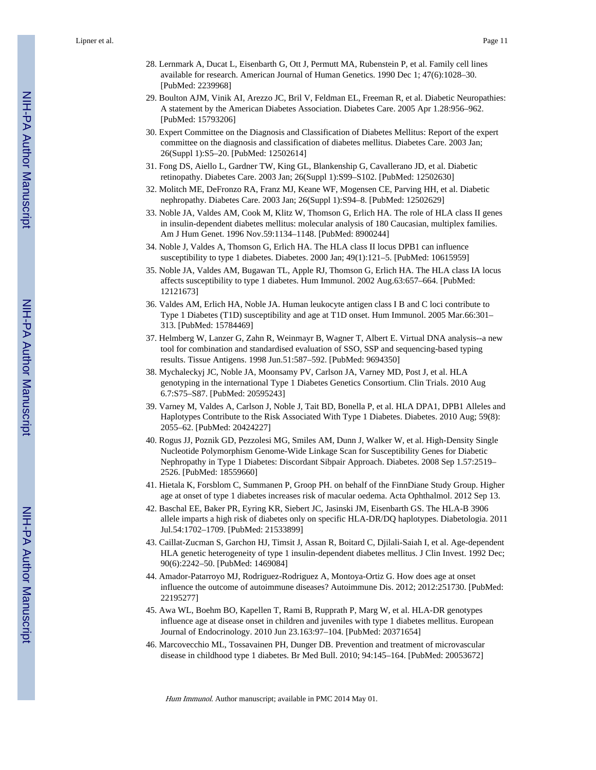28. Lernmark A, Ducat L, Eisenbarth G, Ott J, Permutt MA, Rubenstein P, et al. Family cell lines available for research. American Journal of Human Genetics. 1990 Dec 1; 47(6):1028–30. [PubMed: 2239968]
29. Boulton AJM, Vinik AI, Arezzo JC, Bril V, Feldman EL, Freeman R, et al. Diabetic Neuropathies: A statement by the American Diabetes Association. Diabetes Care. 2005 Apr 1.28:956–962. [PubMed: 15793206]
30. Expert Committee on the Diagnosis and Classification of Diabetes Mellitus: Report of the expert committee on the diagnosis and classification of diabetes mellitus. Diabetes Care. 2003 Jan; 26(Suppl 1):S5–20. [PubMed: 12502614]
31. Fong DS, Aiello L, Gardner TW, King GL, Blankenship G, Cavallerano JD, et al. Diabetic retinopathy. Diabetes Care. 2003 Jan; 26(Suppl 1):S99–S102. [PubMed: 12502630]
32. Molitch ME, DeFronzo RA, Franz MJ, Keane WF, Mogensen CE, Parving HH, et al. Diabetic nephropathy. Diabetes Care. 2003 Jan; 26(Suppl 1):S94–8. [PubMed: 12502629]
33. Noble JA, Valdes AM, Cook M, Klitz W, Thomson G, Erlich HA. The role of HLA class II genes in insulin-dependent diabetes mellitus: molecular analysis of 180 Caucasian, multiplex families. Am J Hum Genet. 1996 Nov.59:1134–1148. [PubMed: 8900244]
34. Noble J, Valdes A, Thomson G, Erlich HA. The HLA class II locus DPB1 can influence susceptibility to type 1 diabetes. Diabetes. 2000 Jan; 49(1):121–5. [PubMed: 10615959]
35. Noble JA, Valdes AM, Bugawan TL, Apple RJ, Thomson G, Erlich HA. The HLA class IA locus affects susceptibility to type 1 diabetes. Hum Immunol. 2002 Aug.63:657–664. [PubMed: 12121673]
36. Valdes AM, Erlich HA, Noble JA. Human leukocyte antigen class I B and C loci contribute to Type 1 Diabetes (T1D) susceptibility and age at T1D onset. Hum Immunol. 2005 Mar.66:301–313. [PubMed: 15784469]
37. Helmberg W, Lanzer G, Zahn R, Weinmayr B, Wagner T, Albert E. Virtual DNA analysis--a new tool for combination and standardised evaluation of SSO, SSP and sequencing-based typing results. Tissue Antigens. 1998 Jun.51:587–592. [PubMed: 9694350]
38. Mychaleckyj JC, Noble JA, Moonsamy PV, Carlson JA, Varney MD, Post J, et al. HLA genotyping in the international Type 1 Diabetes Genetics Consortium. Clin Trials. 2010 Aug 6.7:S75–S87. [PubMed: 20595243]
39. Varney M, Valdes A, Carlson J, Noble J, Tait BD, Bonella P, et al. HLA DPA1, DPB1 Alleles and Haplotypes Contribute to the Risk Associated With Type 1 Diabetes. Diabetes. 2010 Aug; 59(8): 2055–62. [PubMed: 20424227]
40. Rogus JJ, Poznik GD, Pezzolesi MG, Smiles AM, Dunn J, Walker W, et al. High-Density Single Nucleotide Polymorphism Genome-Wide Linkage Scan for Susceptibility Genes for Diabetic Nephropathy in Type 1 Diabetes: Discordant Sibpair Approach. Diabetes. 2008 Sep 1.57:2519–2526. [PubMed: 18559660]
41. Hietala K, Forsblom C, Summanen P, Groop PH. on behalf of the FinnDiane Study Group. Higher age at onset of type 1 diabetes increases risk of macular oedema. Acta Ophthalmol. 2012 Sep 13.
42. Baschal EE, Baker PR, Eyring KR, Siebert JC, Jasinski JM, Eisenbarth GS. The HLA-B 3906 allele imparts a high risk of diabetes only on specific HLA-DR/DQ haplotypes. Diabetologia. 2011 Jul.54:1702–1709. [PubMed: 21533899]
43. Caillat-Zucman S, Garchon HJ, Timsit J, Assan R, Boitard C, Djilali-Saiah I, et al. Age-dependent HLA genetic heterogeneity of type 1 insulin-dependent diabetes mellitus. J Clin Invest. 1992 Dec; 90(6):2242–50. [PubMed: 1469084]
44. Amador-Patarroyo MJ, Rodriguez-Rodriguez A, Montoya-Ortiz G. How does age at onset influence the outcome of autoimmune diseases? Autoimmune Dis. 2012; 2012:251730. [PubMed: 22195277]
45. Awa WL, Boehm BO, Kapellen T, Rami B, Rupprath P, Marg W, et al. HLA-DR genotypes influence age at disease onset in children and juveniles with type 1 diabetes mellitus. European Journal of Endocrinology. 2010 Jun 23.163:97–104. [PubMed: 20371654]
46. Marcovecchio ML, Tossavainen PH, Dunger DB. Prevention and treatment of microvascular disease in childhood type 1 diabetes. Br Med Bull. 2010; 94:145–164. [PubMed: 20053672]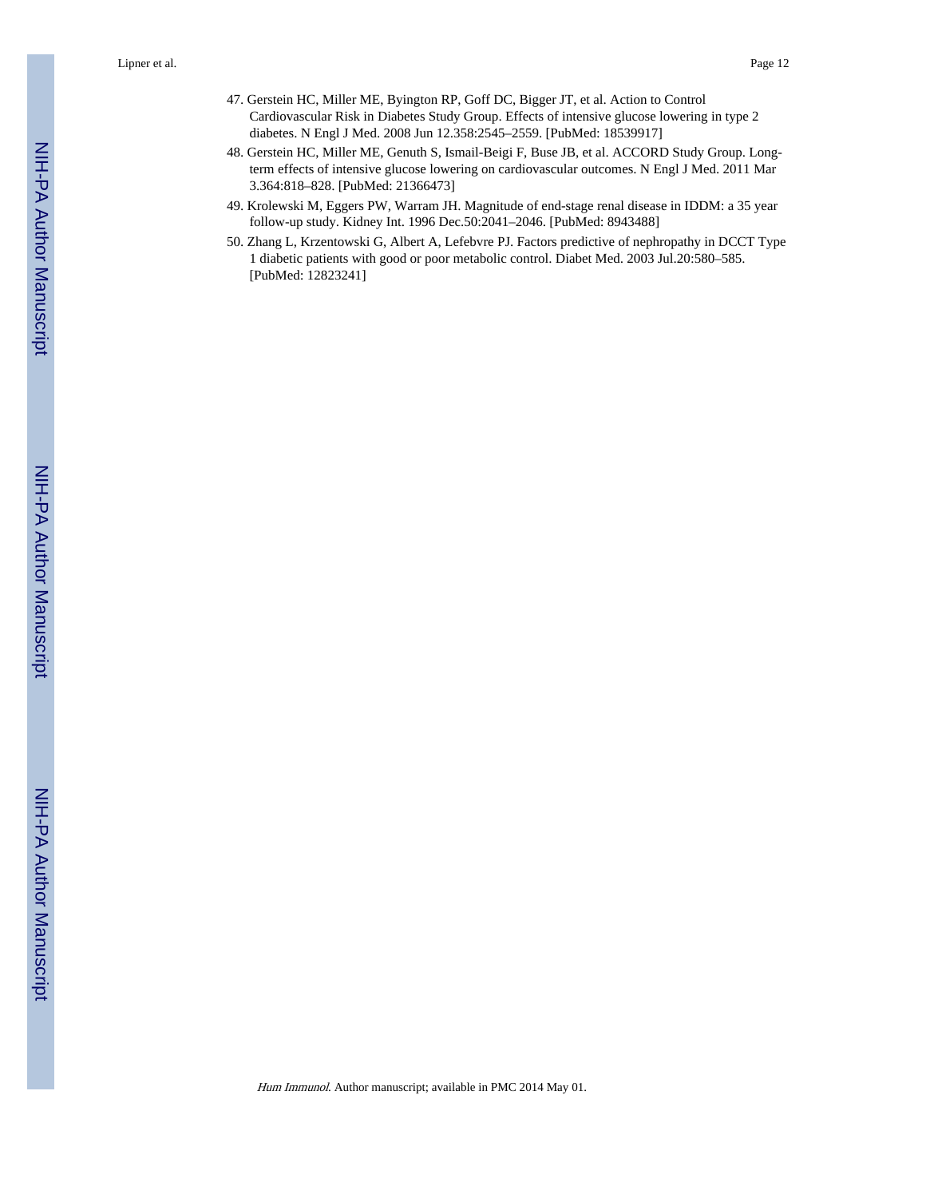47. Gerstein HC, Miller ME, Byington RP, Goff DC, Bigger JT, et al. Action to Control Cardiovascular Risk in Diabetes Study Group. Effects of intensive glucose lowering in type 2 diabetes. N Engl J Med. 2008 Jun 12.358:2545–2559. [PubMed: 18539917]
48. Gerstein HC, Miller ME, Genuth S, Ismail-Beigi F, Buse JB, et al. ACCORD Study Group. Long-term effects of intensive glucose lowering on cardiovascular outcomes. N Engl J Med. 2011 Mar 3.364:818–828. [PubMed: 21366473]
49. Krolewski M, Eggers PW, Warram JH. Magnitude of end-stage renal disease in IDDM: a 35 year follow-up study. Kidney Int. 1996 Dec.50:2041–2046. [PubMed: 8943488]
50. Zhang L, Krzentowski G, Albert A, Lefebvre PJ. Factors predictive of nephropathy in DCCT Type 1 diabetic patients with good or poor metabolic control. Diabet Med. 2003 Jul.20:580–585. [PubMed: 12823241]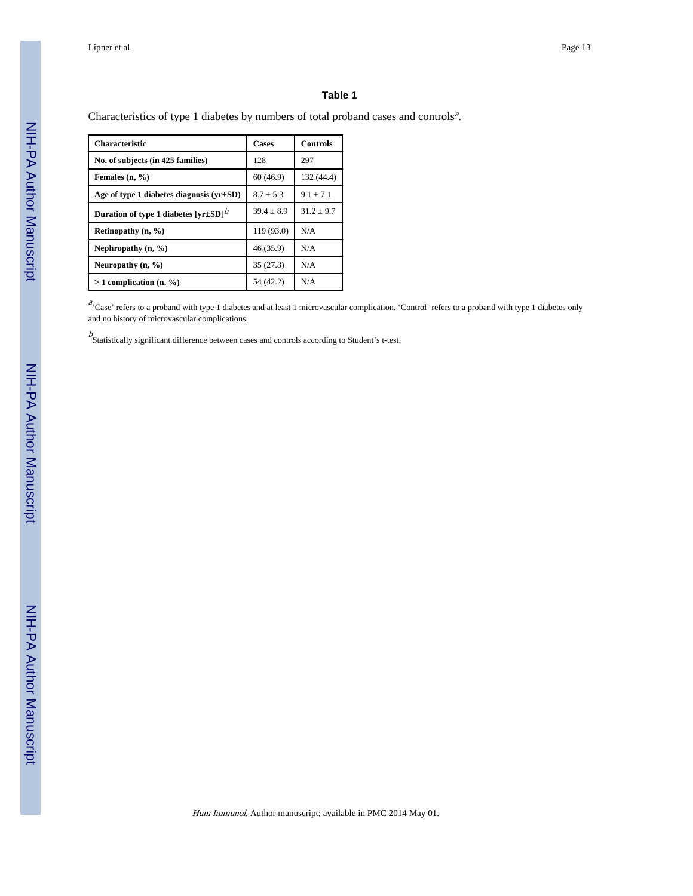# Table 1

Characteristics of type 1 diabetes by numbers of total proband cases and controls[a].

| Characteristic | Cases | Controls |
|---|---|---|
| **No. of subjects (in 425 families)** | 128 | 297 |
| **Females (n, %)** | 60 (46.9) | 132 (44.4) |
| **Age of type 1 diabetes diagnosis (yr±SD)** | 8.7 ± 5.3 | 9.1 ± 7.1 |
| **Duration of type 1 diabetes [yr±SD]**[b] | 39.4 ± 8.9 | 31.2 ± 9.7 |
| **Retinopathy (n, %)** | 119 (93.0) | N/A |
| **Nephropathy (n, %)** | 46 (35.9) | N/A |
| **Neuropathy (n, %)** | 35 (27.3) | N/A |
| **> 1 complication (n, %)** | 54 (42.2) | N/A |

[a]'Case' refers to a proband with type 1 diabetes and at least 1 microvascular complication. 'Control' refers to a proband with type 1 diabetes only and no history of microvascular complications.

[b]Statistically significant difference between cases and controls according to Student's t-test.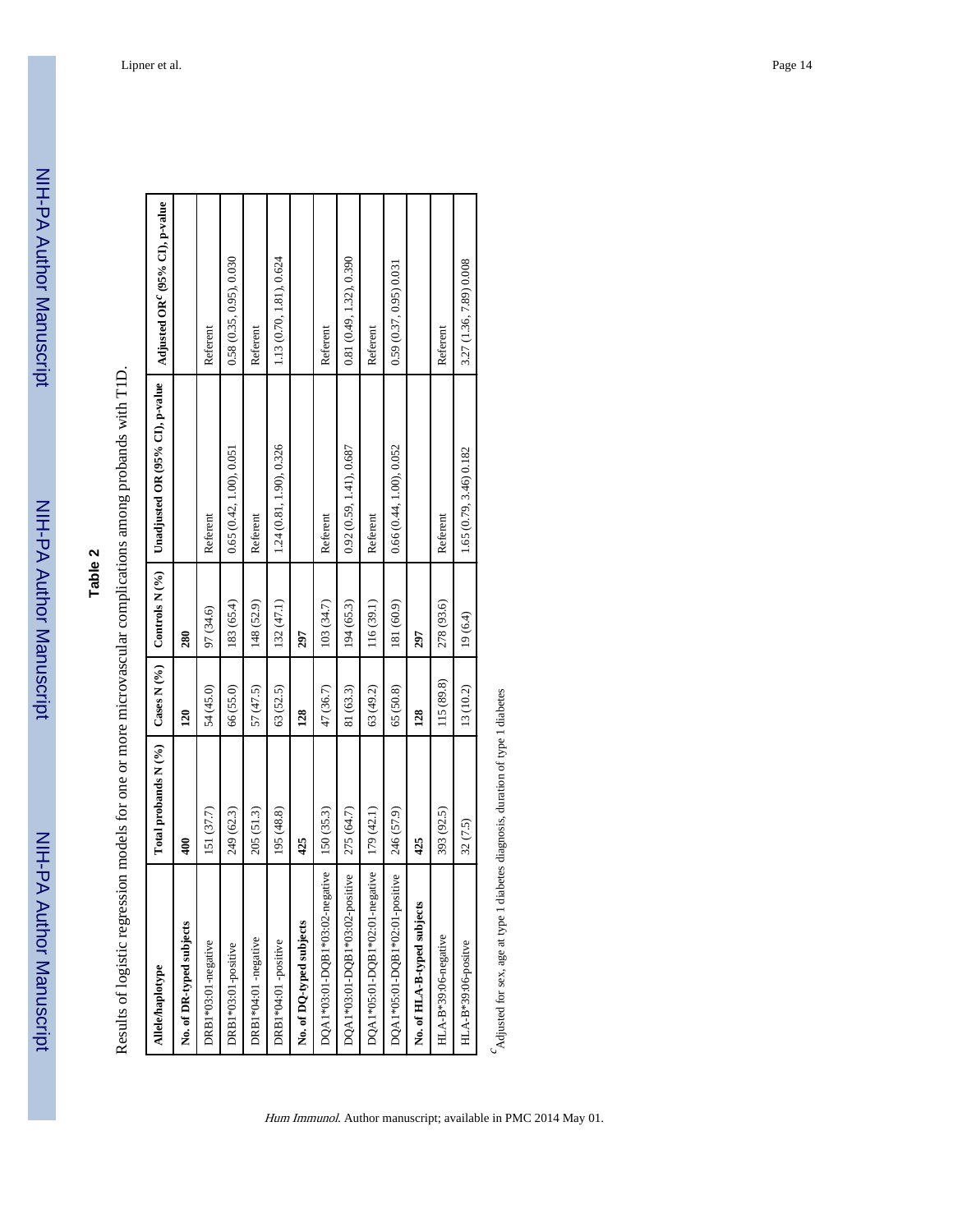## Table 2

Results of logistic regression models for one or more microvascular complications among probands with T1D.

| Allele/haplotype | Total probands N (%) | Cases N (%) | Controls N (%) | Unadjusted OR (95% CI), p-value | Adjusted OR[c] (95% CI), p-value |
|---|---|---|---|---|---|
| **No. of DR-typed subjects** | **400** | **120** | **280** | | |
| DRB1*03:01-negative | 151 (37.7) | 54 (45.0) | 97 (34.6) | Referent | Referent |
| DRB1*03:01-positive | 249 (62.3) | 66 (55.0) | 183 (65.4) | 0.65 (0.42, 1.00), 0.051 | 0.58 (0.35, 0.95), 0.030 |
| DRB1*04:01 -negative | 205 (51.3) | 57 (47.5) | 148 (52.9) | Referent | Referent |
| DRB1*04:01 -positive | 195 (48.8) | 63 (52.5) | 132 (47.1) | 1.24 (0.81, 1.90), 0.326 | 1.13 (0.70, 1.81), 0.624 |
| **No. of DQ-typed subjects** | **425** | **128** | **297** | | |
| DQA1*03:01-DQB1*03:02-negative | 150 (35.3) | 47 (36.7) | 103 (34.7) | Referent | Referent |
| DQA1*03:01-DQB1*03:02-positive | 275 (64.7) | 81 (63.3) | 194 (65.3) | 0.92 (0.59, 1.41), 0.687 | 0.81 (0.49, 1.32), 0.390 |
| DQA1*05:01-DQB1*02:01-negative | 179 (42.1) | 63 (49.2) | 116 (39.1) | Referent | Referent |
| DQA1*05:01-DQB1*02:01-positive | 246 (57.9) | 65 (50.8) | 181 (60.9) | 0.66 (0.44, 1.00), 0.052 | 0.59 (0.37, 0.95) 0.031 |
| **No. of HLA-B-typed subjects** | **425** | **128** | **297** | | |
| HLA-B*39:06-negative | 393 (92.5) | 115 (89.8) | 278 (93.6) | Referent | Referent |
| HLA-B*39:06-positve | 32 (7.5) | 13 (10.2) | 19 (6.4) | 1.65 (0.79, 3.46) 0.182 | 3.27 (1.36, 7.89) 0.008 |

[c] Adjusted for sex, age at type 1 diabetes diagnosis, duration of type 1 diabetes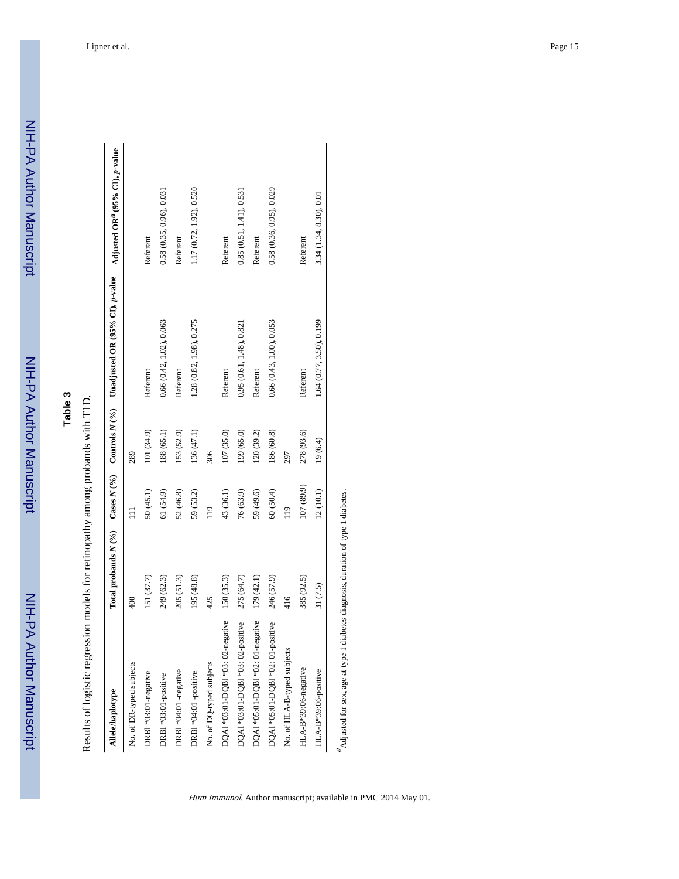**Table 3**

Results of logistic regression models for retinopathy among probands with T1D.

| Allele/haplotype | Total probands *N* (%) | Cases *N* (%) | Controls *N* (%) | Unadjusted OR (95% CI), *p*-value | Adjusted OR[a] (95% CI), *p*-value |
|---|---|---|---|---|---|
| No. of DR-typed subjects | 400 | 111 | 289 | | |
| DRBl *03:01-negative | 151 (37.7) | 50 (45.1) | 101 (34.9) | Referent | Referent |
| DRBl *03:01-positive | 249 (62.3) | 61 (54.9) | 188 (65.1) | 0.66 (0.42, 1.02), 0.063 | 0.58 (0.35, 0.96), 0.031 |
| DRBl *04:01 -negative | 205 (51.3) | 52 (46.8) | 153 (52.9) | Referent | Referent |
| DRBl *04:01 -positive | 195 (48.8) | 59 (53.2) | 136 (47.1) | 1.28 (0.82, 1.98), 0.275 | 1.17 (0.72, 1.92), 0.520 |
| No. of DQ-typed subjects | 425 | 119 | 306 | | |
| DQAl *03:01-DQBl *03: 02-negative | 150 (35.3) | 43 (36.1) | 107 (35.0) | Referent | Referent |
| DQAl *03:01-DQBl *03: 02-positive | 275 (64.7) | 76 (63.9) | 199 (65.0) | 0.95 (0.61, 1.48), 0.821 | 0.85 (0.51, 1.41), 0.531 |
| DQAl *05:01-DQBl *02: 01-negative | 179 (42.1) | 59 (49.6) | 120 (39.2) | Referent | Referent |
| DQAl *05:01-DQBl *02: 01-positive | 246 (57.9) | 60 (50.4) | 186 (60.8) | 0.66 (0.43, 1.00), 0.053 | 0.58 (0.36, 0.95), 0.029 |
| No. of HLA-B-typed subjects | 416 | 119 | 297 | | |
| HLA-B*39:06-negative | 385 (92.5) | 107 (89.9) | 278 (93.6) | Referent | Referent |
| HLA-B*39:06-positive | 31 (7.5) | 12 (10.1) | 19 (6.4) | 1.64 (0.77, 3.50), 0.199 | 3.34 (1.34, 8.30), 0.01 |

[a]Adjusted for sex, age at type 1 diabetes diagnosis, duration of type 1 diabetes.